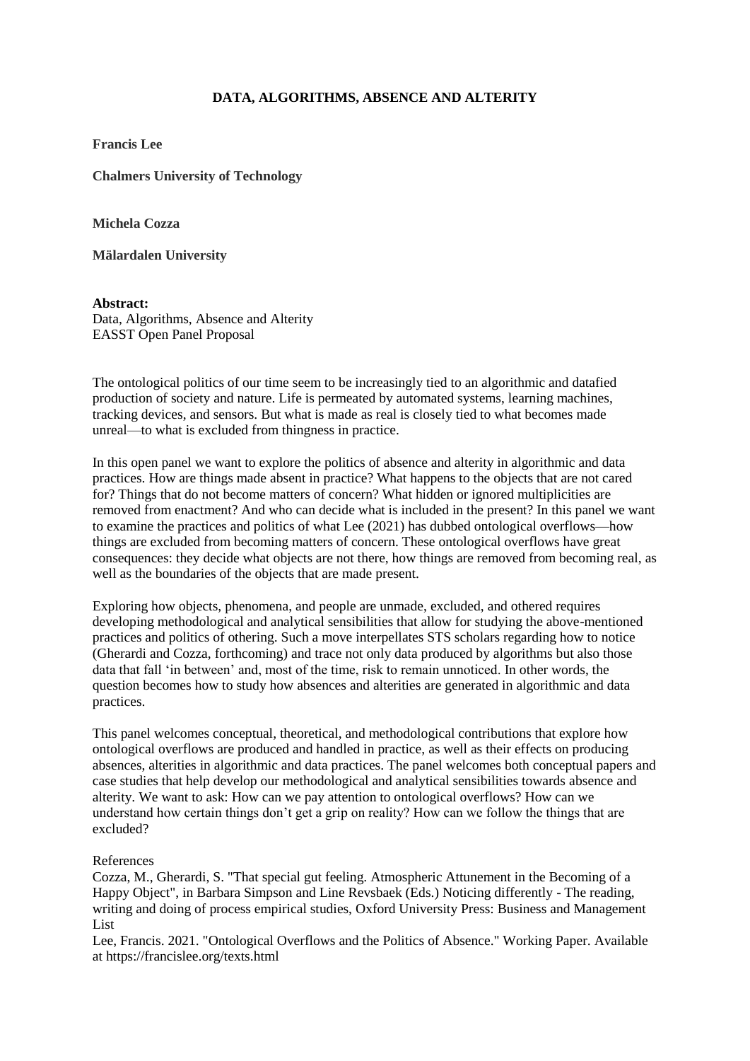# DATA, ALGORITHMS, ABSENCE AND ALTERITY

**Francis Lee**

**Chalmers University of Technology**

**Michela Cozza**

**Mälardalen University**

**Abstract:**
Data, Algorithms, Absence and Alterity
EASST Open Panel Proposal

The ontological politics of our time seem to be increasingly tied to an algorithmic and datafied production of society and nature. Life is permeated by automated systems, learning machines, tracking devices, and sensors. But what is made as real is closely tied to what becomes made unreal—to what is excluded from thingness in practice.

In this open panel we want to explore the politics of absence and alterity in algorithmic and data practices. How are things made absent in practice? What happens to the objects that are not cared for? Things that do not become matters of concern? What hidden or ignored multiplicities are removed from enactment? And who can decide what is included in the present? In this panel we want to examine the practices and politics of what Lee (2021) has dubbed ontological overflows—how things are excluded from becoming matters of concern. These ontological overflows have great consequences: they decide what objects are not there, how things are removed from becoming real, as well as the boundaries of the objects that are made present.

Exploring how objects, phenomena, and people are unmade, excluded, and othered requires developing methodological and analytical sensibilities that allow for studying the above-mentioned practices and politics of othering. Such a move interpellates STS scholars regarding how to notice (Gherardi and Cozza, forthcoming) and trace not only data produced by algorithms but also those data that fall 'in between' and, most of the time, risk to remain unnoticed. In other words, the question becomes how to study how absences and alterities are generated in algorithmic and data practices.

This panel welcomes conceptual, theoretical, and methodological contributions that explore how ontological overflows are produced and handled in practice, as well as their effects on producing absences, alterities in algorithmic and data practices. The panel welcomes both conceptual papers and case studies that help develop our methodological and analytical sensibilities towards absence and alterity. We want to ask: How can we pay attention to ontological overflows? How can we understand how certain things don't get a grip on reality? How can we follow the things that are excluded?

References

Cozza, M., Gherardi, S. "That special gut feeling. Atmospheric Attunement in the Becoming of a Happy Object", in Barbara Simpson and Line Revsbaek (Eds.) Noticing differently - The reading, writing and doing of process empirical studies, Oxford University Press: Business and Management List

Lee, Francis. 2021. "Ontological Overflows and the Politics of Absence." Working Paper. Available at https://francislee.org/texts.html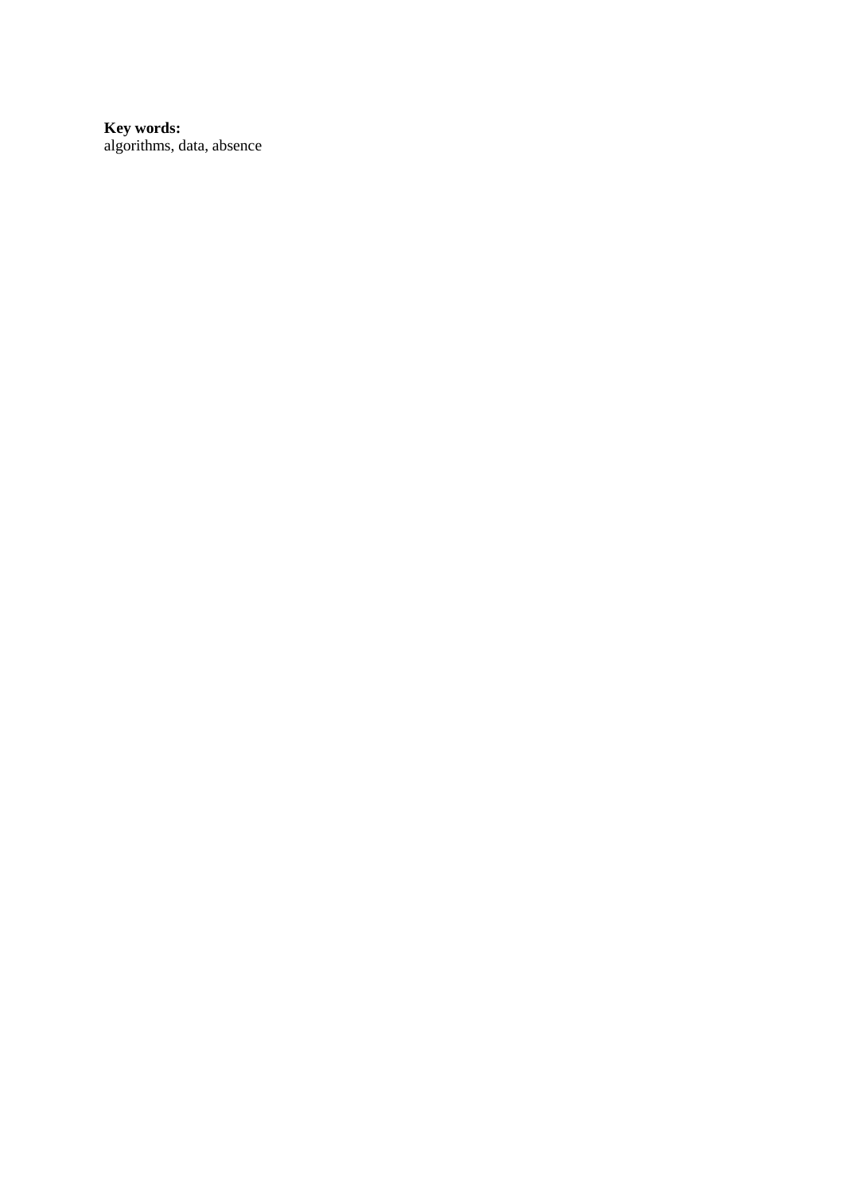**Key words:**
algorithms, data, absence